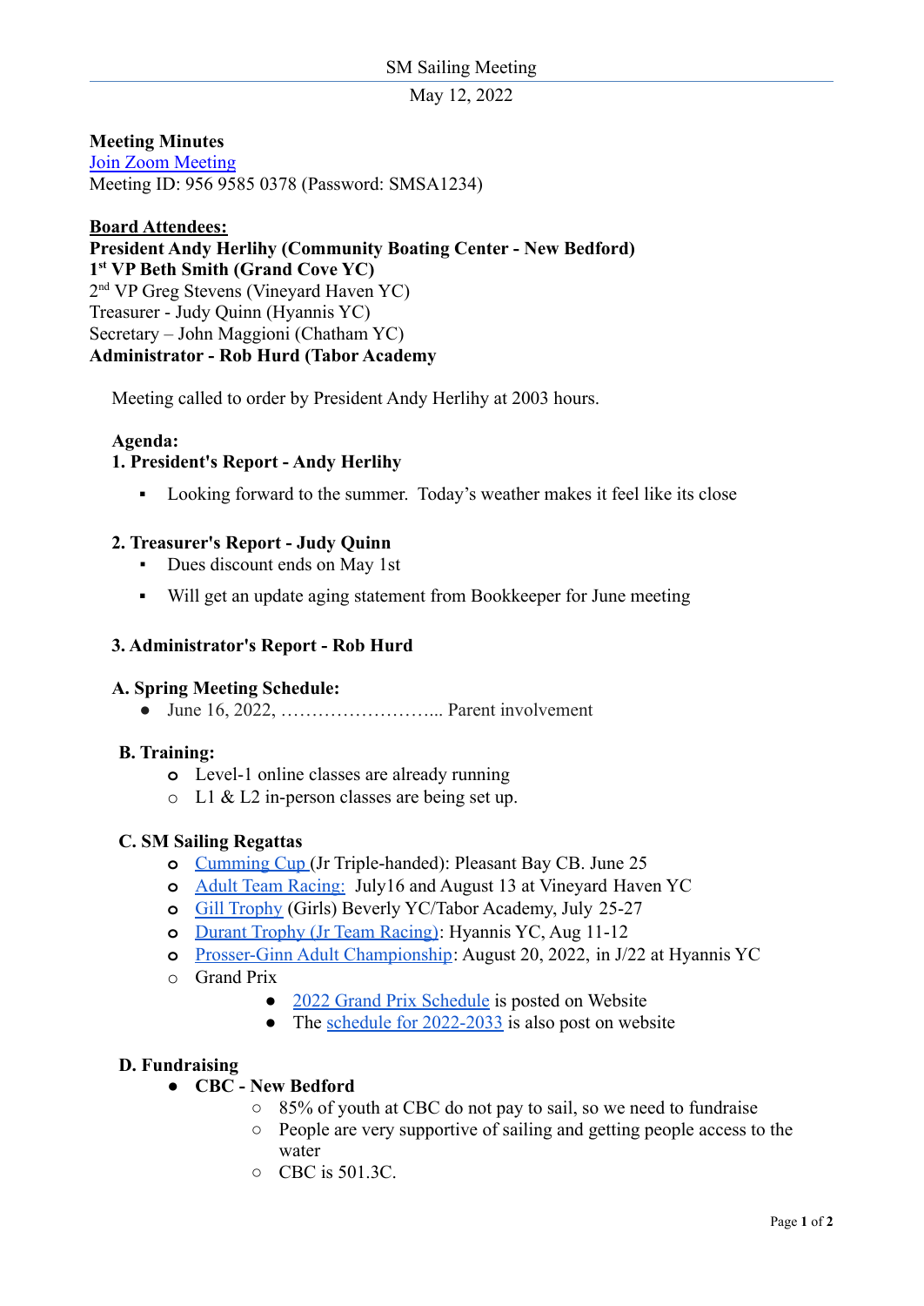SM Sailing Meeting

May 12, 2022

**Meeting Minutes**

[Join Zoom Meeting](#)

Meeting ID: 956 9585 0378 (Password: SMSA1234)

**Board Attendees:**

**President Andy Herlihy (Community Boating Center - New Bedford)**

**1st VP Beth Smith (Grand Cove YC)**

2nd VP Greg Stevens (Vineyard Haven YC)

Treasurer - Judy Quinn (Hyannis YC)

Secretary – John Maggioni (Chatham YC)

**Administrator - Rob Hurd (Tabor Academy**

Meeting called to order by President Andy Herlihy at 2003 hours.

**Agenda:**

**1. President's Report - Andy Herlihy**

- Looking forward to the summer. Today's weather makes it feel like its close

**2. Treasurer's Report - Judy Quinn**

- Dues discount ends on May 1st
- Will get an update aging statement from Bookkeeper for June meeting

**3. Administrator's Report - Rob Hurd**

**A. Spring Meeting Schedule:**

- June 16, 2022, ……………………... Parent involvement

**B. Training:**

- Level-1 online classes are already running
- L1 & L2 in-person classes are being set up.

**C. SM Sailing Regattas**

- Cumming Cup (Jr Triple-handed): Pleasant Bay CB. June 25
- Adult Team Racing: July16 and August 13 at Vineyard Haven YC
- Gill Trophy (Girls) Beverly YC/Tabor Academy, July 25-27
- Durant Trophy (Jr Team Racing): Hyannis YC, Aug 11-12
- Prosser-Ginn Adult Championship: August 20, 2022, in J/22 at Hyannis YC
- Grand Prix
  - 2022 Grand Prix Schedule is posted on Website
  - The schedule for 2022-2033 is also post on website

**D. Fundraising**

- **CBC - New Bedford**
  - 85% of youth at CBC do not pay to sail, so we need to fundraise
  - People are very supportive of sailing and getting people access to the water
  - CBC is 501.3C.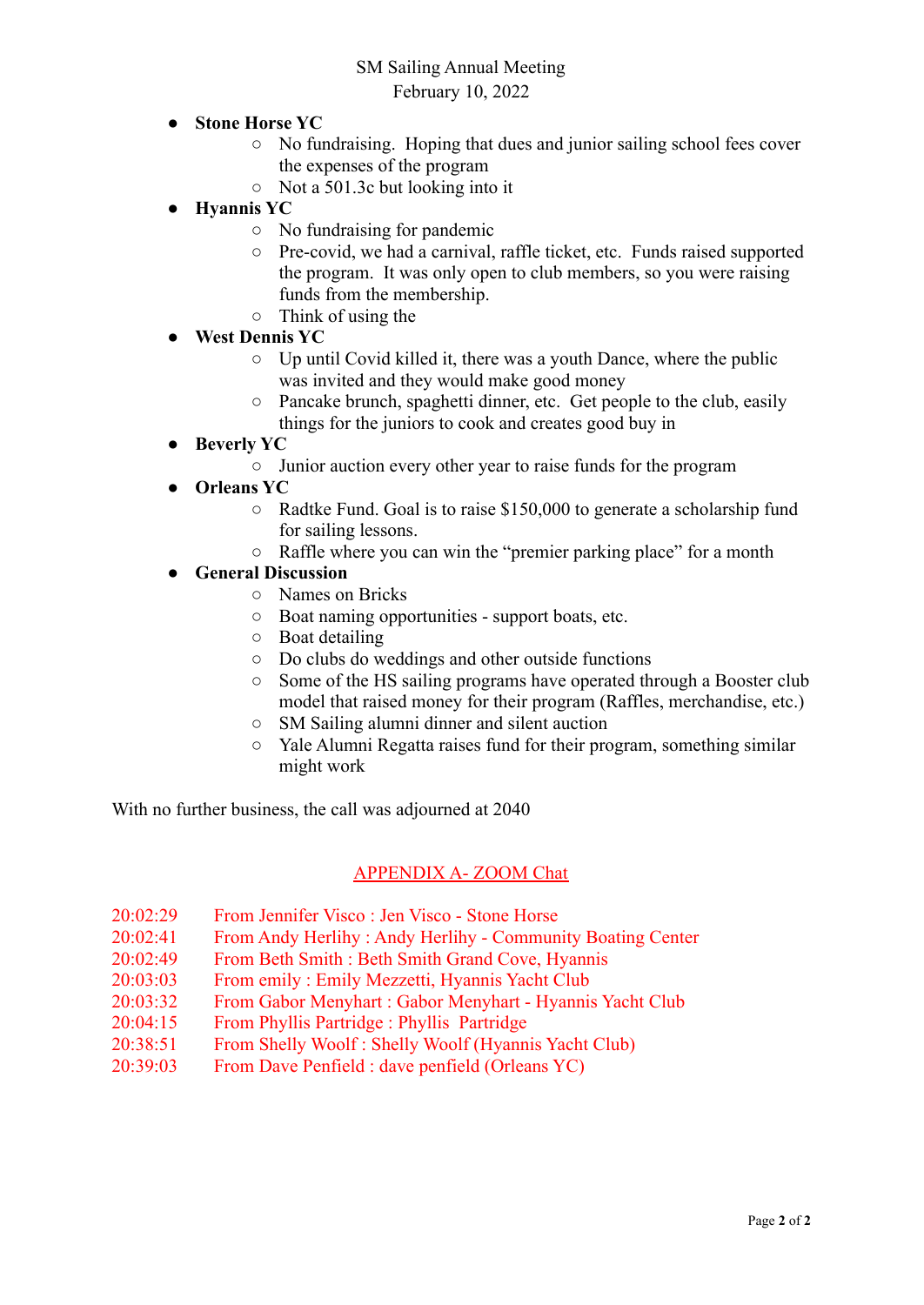SM Sailing Annual Meeting
February 10, 2022

- **Stone Horse YC**
  - No fundraising. Hoping that dues and junior sailing school fees cover the expenses of the program
  - Not a 501.3c but looking into it
- **Hyannis YC**
  - No fundraising for pandemic
  - Pre-covid, we had a carnival, raffle ticket, etc. Funds raised supported the program. It was only open to club members, so you were raising funds from the membership.
  - Think of using the
- **West Dennis YC**
  - Up until Covid killed it, there was a youth Dance, where the public was invited and they would make good money
  - Pancake brunch, spaghetti dinner, etc. Get people to the club, easily things for the juniors to cook and creates good buy in
- **Beverly YC**
  - Junior auction every other year to raise funds for the program
- **Orleans YC**
  - Radtke Fund. Goal is to raise $150,000 to generate a scholarship fund for sailing lessons.
  - Raffle where you can win the "premier parking place" for a month
- **General Discussion**
  - Names on Bricks
  - Boat naming opportunities - support boats, etc.
  - Boat detailing
  - Do clubs do weddings and other outside functions
  - Some of the HS sailing programs have operated through a Booster club model that raised money for their program (Raffles, merchandise, etc.)
  - SM Sailing alumni dinner and silent auction
  - Yale Alumni Regatta raises fund for their program, something similar might work

With no further business, the call was adjourned at 2040

## APPENDIX A- ZOOM Chat

| | |
|---|---|
| 20:02:29 | From Jennifer Visco : Jen Visco - Stone Horse |
| 20:02:41 | From Andy Herlihy : Andy Herlihy - Community Boating Center |
| 20:02:49 | From Beth Smith : Beth Smith Grand Cove, Hyannis |
| 20:03:03 | From emily : Emily Mezzetti, Hyannis Yacht Club |
| 20:03:32 | From Gabor Menyhart : Gabor Menyhart - Hyannis Yacht Club |
| 20:04:15 | From Phyllis Partridge : Phyllis Partridge |
| 20:38:51 | From Shelly Woolf : Shelly Woolf (Hyannis Yacht Club) |
| 20:39:03 | From Dave Penfield : dave penfield (Orleans YC) |